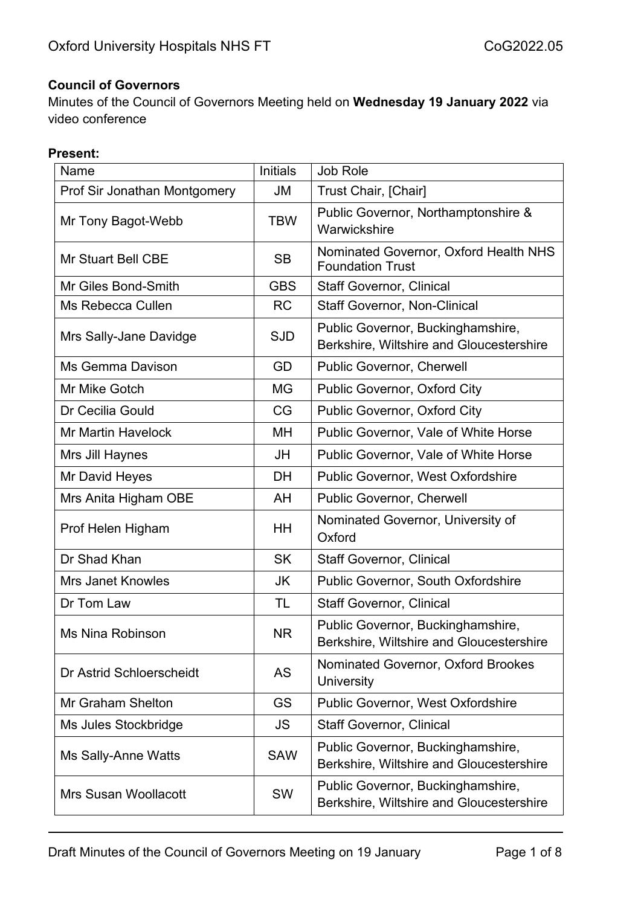**Council of Governors**

Minutes of the Council of Governors Meeting held on **Wednesday 19 January 2022** via video conference

**Present:**

| Name | Initials | Job Role |
|---|---|---|
| Prof Sir Jonathan Montgomery | JM | Trust Chair, [Chair] |
| Mr Tony Bagot-Webb | TBW | Public Governor, Northamptonshire & Warwickshire |
| Mr Stuart Bell CBE | SB | Nominated Governor, Oxford Health NHS Foundation Trust |
| Mr Giles Bond-Smith | GBS | Staff Governor, Clinical |
| Ms Rebecca Cullen | RC | Staff Governor, Non-Clinical |
| Mrs Sally-Jane Davidge | SJD | Public Governor, Buckinghamshire, Berkshire, Wiltshire and Gloucestershire |
| Ms Gemma Davison | GD | Public Governor, Cherwell |
| Mr Mike Gotch | MG | Public Governor, Oxford City |
| Dr Cecilia Gould | CG | Public Governor, Oxford City |
| Mr Martin Havelock | MH | Public Governor, Vale of White Horse |
| Mrs Jill Haynes | JH | Public Governor, Vale of White Horse |
| Mr David Heyes | DH | Public Governor, West Oxfordshire |
| Mrs Anita Higham OBE | AH | Public Governor, Cherwell |
| Prof Helen Higham | HH | Nominated Governor, University of Oxford |
| Dr Shad Khan | SK | Staff Governor, Clinical |
| Mrs Janet Knowles | JK | Public Governor, South Oxfordshire |
| Dr Tom Law | TL | Staff Governor, Clinical |
| Ms Nina Robinson | NR | Public Governor, Buckinghamshire, Berkshire, Wiltshire and Gloucestershire |
| Dr Astrid Schloerscheidt | AS | Nominated Governor, Oxford Brookes University |
| Mr Graham Shelton | GS | Public Governor, West Oxfordshire |
| Ms Jules Stockbridge | JS | Staff Governor, Clinical |
| Ms Sally-Anne Watts | SAW | Public Governor, Buckinghamshire, Berkshire, Wiltshire and Gloucestershire |
| Mrs Susan Woollacott | SW | Public Governor, Buckinghamshire, Berkshire, Wiltshire and Gloucestershire |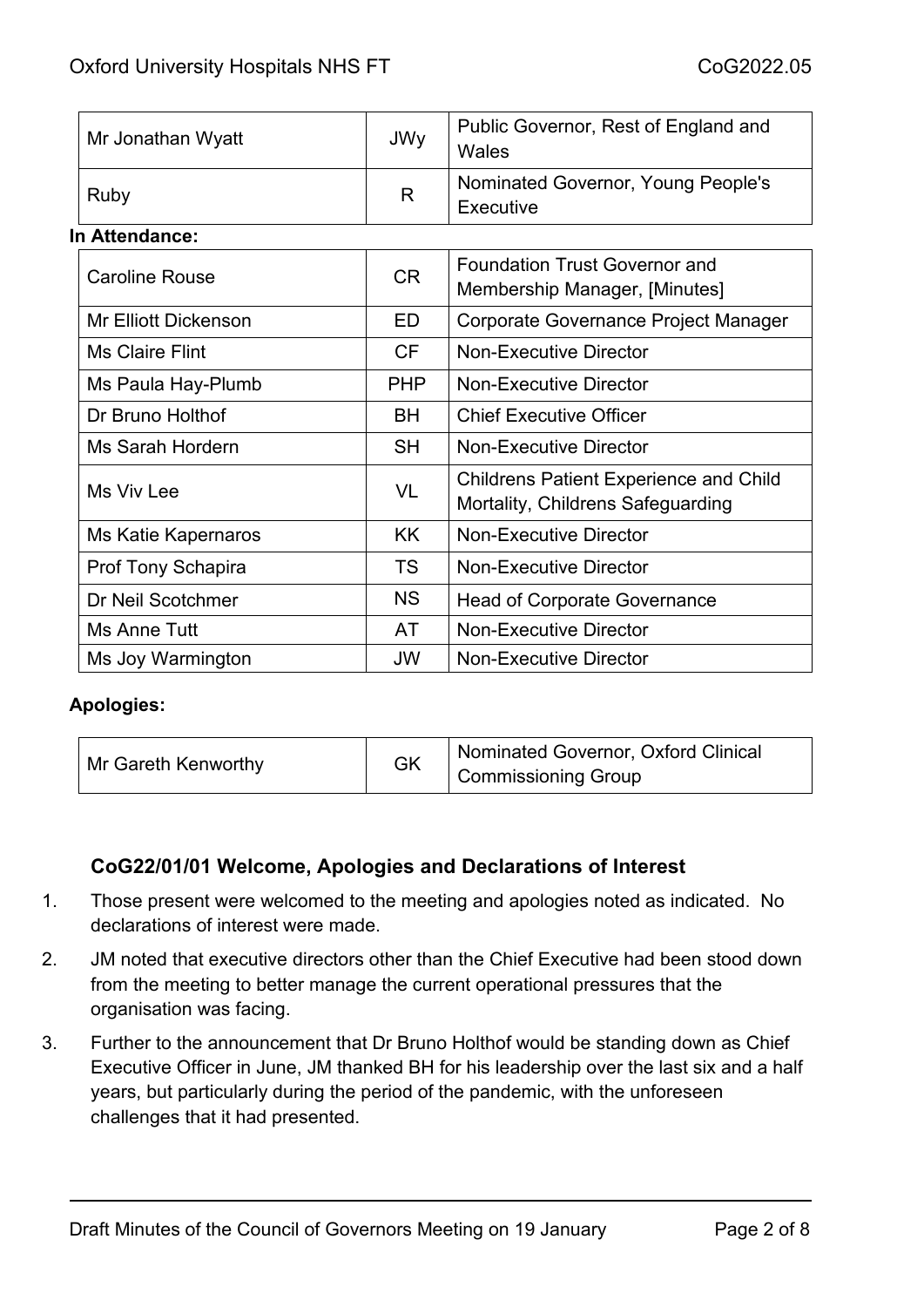| Mr Jonathan Wyatt | JWy | Public Governor, Rest of England and Wales |
|---|---|---|
| Ruby | R | Nominated Governor, Young People's Executive |

**In Attendance:**

| Caroline Rouse | CR | Foundation Trust Governor and Membership Manager, [Minutes] |
|---|---|---|
| Mr Elliott Dickenson | ED | Corporate Governance Project Manager |
| Ms Claire Flint | CF | Non-Executive Director |
| Ms Paula Hay-Plumb | PHP | Non-Executive Director |
| Dr Bruno Holthof | BH | Chief Executive Officer |
| Ms Sarah Hordern | SH | Non-Executive Director |
| Ms Viv Lee | VL | Childrens Patient Experience and Child Mortality, Childrens Safeguarding |
| Ms Katie Kapernaros | KK | Non-Executive Director |
| Prof Tony Schapira | TS | Non-Executive Director |
| Dr Neil Scotchmer | NS | Head of Corporate Governance |
| Ms Anne Tutt | AT | Non-Executive Director |
| Ms Joy Warmington | JW | Non-Executive Director |

**Apologies:**

| Mr Gareth Kenworthy | GK | Nominated Governor, Oxford Clinical Commissioning Group |
|---|---|---|

### CoG22/01/01 Welcome, Apologies and Declarations of Interest

1. Those present were welcomed to the meeting and apologies noted as indicated. No declarations of interest were made.

2. JM noted that executive directors other than the Chief Executive had been stood down from the meeting to better manage the current operational pressures that the organisation was facing.

3. Further to the announcement that Dr Bruno Holthof would be standing down as Chief Executive Officer in June, JM thanked BH for his leadership over the last six and a half years, but particularly during the period of the pandemic, with the unforeseen challenges that it had presented.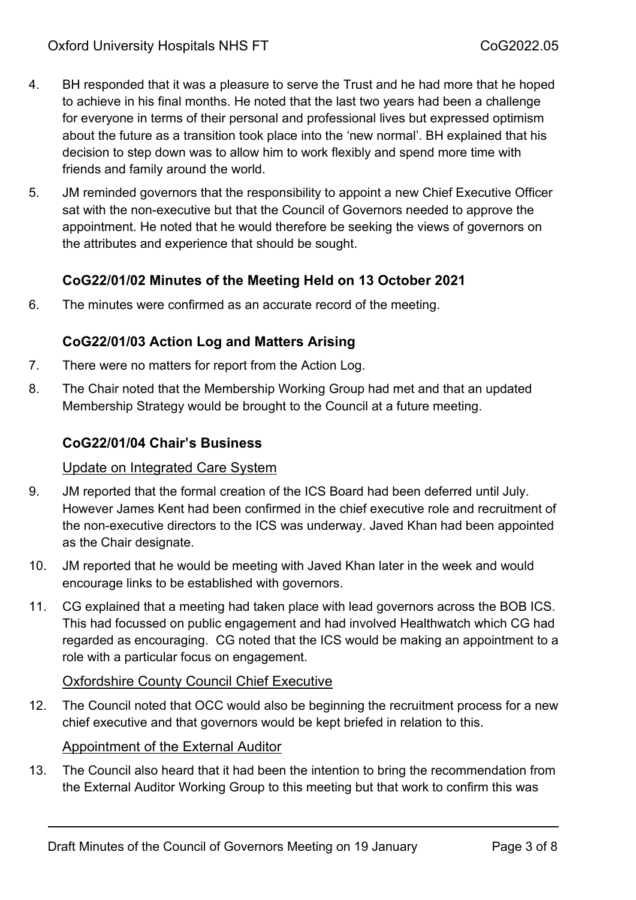4. BH responded that it was a pleasure to serve the Trust and he had more that he hoped to achieve in his final months. He noted that the last two years had been a challenge for everyone in terms of their personal and professional lives but expressed optimism about the future as a transition took place into the 'new normal'. BH explained that his decision to step down was to allow him to work flexibly and spend more time with friends and family around the world.

5. JM reminded governors that the responsibility to appoint a new Chief Executive Officer sat with the non-executive but that the Council of Governors needed to approve the appointment. He noted that he would therefore be seeking the views of governors on the attributes and experience that should be sought.

### CoG22/01/02 Minutes of the Meeting Held on 13 October 2021

6. The minutes were confirmed as an accurate record of the meeting.

### CoG22/01/03 Action Log and Matters Arising

7. There were no matters for report from the Action Log.

8. The Chair noted that the Membership Working Group had met and that an updated Membership Strategy would be brought to the Council at a future meeting.

### CoG22/01/04 Chair's Business

#### Update on Integrated Care System

9. JM reported that the formal creation of the ICS Board had been deferred until July. However James Kent had been confirmed in the chief executive role and recruitment of the non-executive directors to the ICS was underway. Javed Khan had been appointed as the Chair designate.

10. JM reported that he would be meeting with Javed Khan later in the week and would encourage links to be established with governors.

11. CG explained that a meeting had taken place with lead governors across the BOB ICS. This had focussed on public engagement and had involved Healthwatch which CG had regarded as encouraging. CG noted that the ICS would be making an appointment to a role with a particular focus on engagement.

#### Oxfordshire County Council Chief Executive

12. The Council noted that OCC would also be beginning the recruitment process for a new chief executive and that governors would be kept briefed in relation to this.

#### Appointment of the External Auditor

13. The Council also heard that it had been the intention to bring the recommendation from the External Auditor Working Group to this meeting but that work to confirm this was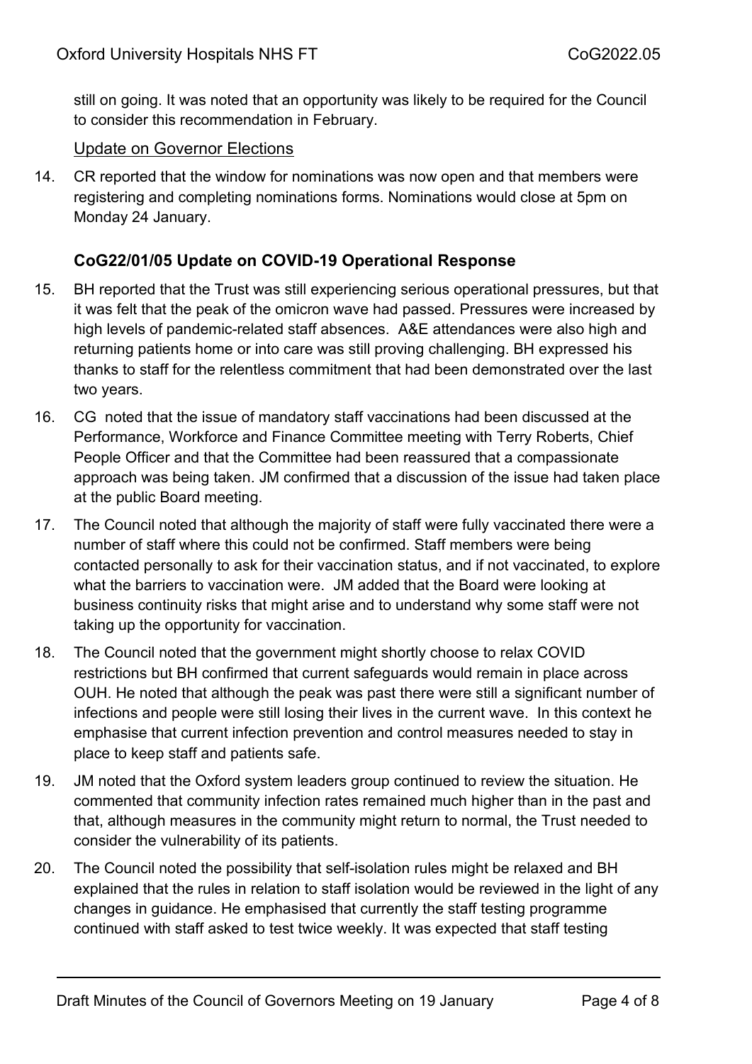still on going. It was noted that an opportunity was likely to be required for the Council to consider this recommendation in February.

Update on Governor Elections

14. CR reported that the window for nominations was now open and that members were registering and completing nominations forms. Nominations would close at 5pm on Monday 24 January.

### CoG22/01/05 Update on COVID-19 Operational Response

15. BH reported that the Trust was still experiencing serious operational pressures, but that it was felt that the peak of the omicron wave had passed. Pressures were increased by high levels of pandemic-related staff absences. A&E attendances were also high and returning patients home or into care was still proving challenging. BH expressed his thanks to staff for the relentless commitment that had been demonstrated over the last two years.

16. CG noted that the issue of mandatory staff vaccinations had been discussed at the Performance, Workforce and Finance Committee meeting with Terry Roberts, Chief People Officer and that the Committee had been reassured that a compassionate approach was being taken. JM confirmed that a discussion of the issue had taken place at the public Board meeting.

17. The Council noted that although the majority of staff were fully vaccinated there were a number of staff where this could not be confirmed. Staff members were being contacted personally to ask for their vaccination status, and if not vaccinated, to explore what the barriers to vaccination were. JM added that the Board were looking at business continuity risks that might arise and to understand why some staff were not taking up the opportunity for vaccination.

18. The Council noted that the government might shortly choose to relax COVID restrictions but BH confirmed that current safeguards would remain in place across OUH. He noted that although the peak was past there were still a significant number of infections and people were still losing their lives in the current wave. In this context he emphasise that current infection prevention and control measures needed to stay in place to keep staff and patients safe.

19. JM noted that the Oxford system leaders group continued to review the situation. He commented that community infection rates remained much higher than in the past and that, although measures in the community might return to normal, the Trust needed to consider the vulnerability of its patients.

20. The Council noted the possibility that self-isolation rules might be relaxed and BH explained that the rules in relation to staff isolation would be reviewed in the light of any changes in guidance. He emphasised that currently the staff testing programme continued with staff asked to test twice weekly. It was expected that staff testing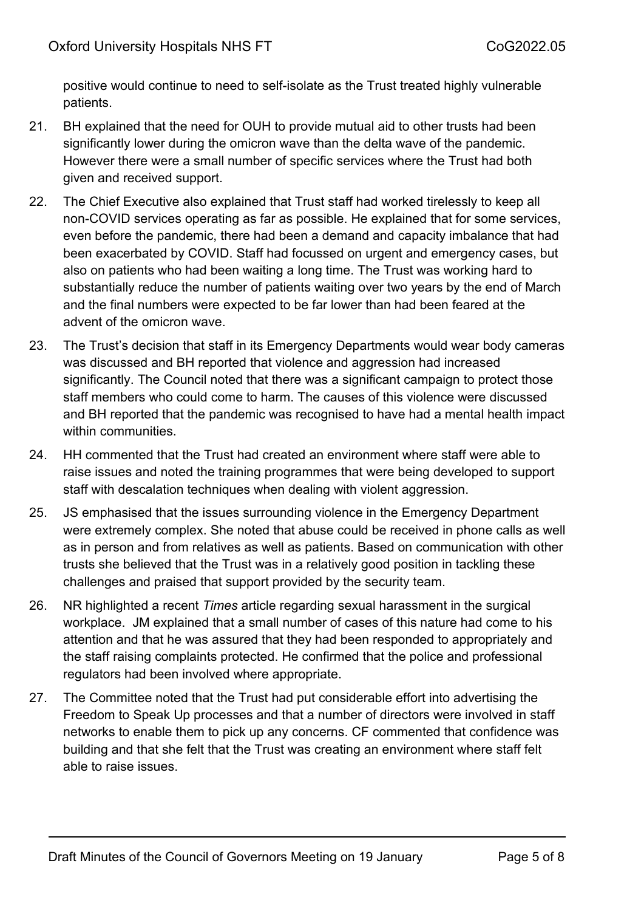positive would continue to need to self-isolate as the Trust treated highly vulnerable patients.

21. BH explained that the need for OUH to provide mutual aid to other trusts had been significantly lower during the omicron wave than the delta wave of the pandemic. However there were a small number of specific services where the Trust had both given and received support.

22. The Chief Executive also explained that Trust staff had worked tirelessly to keep all non-COVID services operating as far as possible. He explained that for some services, even before the pandemic, there had been a demand and capacity imbalance that had been exacerbated by COVID. Staff had focussed on urgent and emergency cases, but also on patients who had been waiting a long time. The Trust was working hard to substantially reduce the number of patients waiting over two years by the end of March and the final numbers were expected to be far lower than had been feared at the advent of the omicron wave.

23. The Trust's decision that staff in its Emergency Departments would wear body cameras was discussed and BH reported that violence and aggression had increased significantly. The Council noted that there was a significant campaign to protect those staff members who could come to harm. The causes of this violence were discussed and BH reported that the pandemic was recognised to have had a mental health impact within communities.

24. HH commented that the Trust had created an environment where staff were able to raise issues and noted the training programmes that were being developed to support staff with descalation techniques when dealing with violent aggression.

25. JS emphasised that the issues surrounding violence in the Emergency Department were extremely complex. She noted that abuse could be received in phone calls as well as in person and from relatives as well as patients. Based on communication with other trusts she believed that the Trust was in a relatively good position in tackling these challenges and praised that support provided by the security team.

26. NR highlighted a recent *Times* article regarding sexual harassment in the surgical workplace. JM explained that a small number of cases of this nature had come to his attention and that he was assured that they had been responded to appropriately and the staff raising complaints protected. He confirmed that the police and professional regulators had been involved where appropriate.

27. The Committee noted that the Trust had put considerable effort into advertising the Freedom to Speak Up processes and that a number of directors were involved in staff networks to enable them to pick up any concerns. CF commented that confidence was building and that she felt that the Trust was creating an environment where staff felt able to raise issues.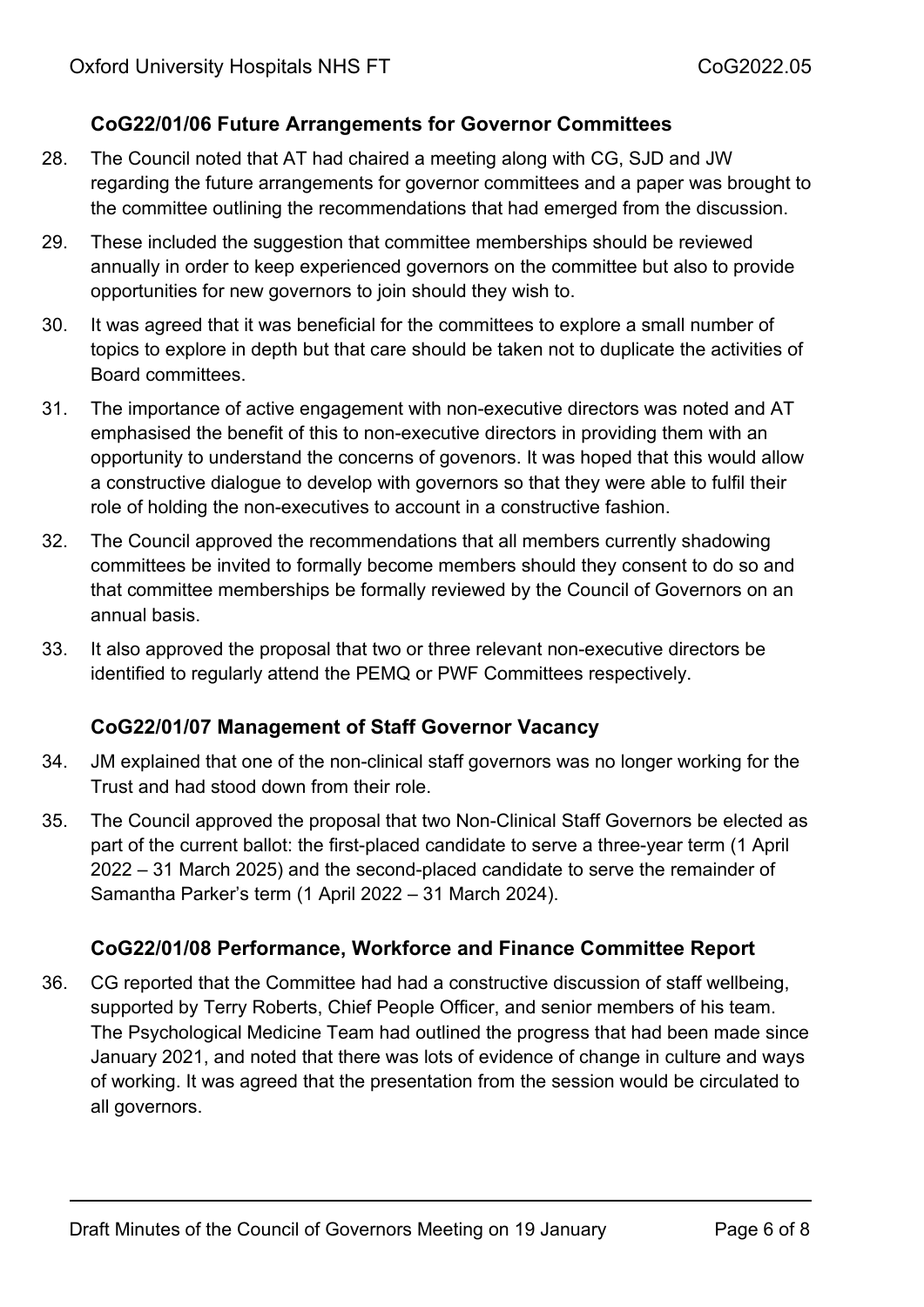### CoG22/01/06 Future Arrangements for Governor Committees

28. The Council noted that AT had chaired a meeting along with CG, SJD and JW regarding the future arrangements for governor committees and a paper was brought to the committee outlining the recommendations that had emerged from the discussion.

29. These included the suggestion that committee memberships should be reviewed annually in order to keep experienced governors on the committee but also to provide opportunities for new governors to join should they wish to.

30. It was agreed that it was beneficial for the committees to explore a small number of topics to explore in depth but that care should be taken not to duplicate the activities of Board committees.

31. The importance of active engagement with non-executive directors was noted and AT emphasised the benefit of this to non-executive directors in providing them with an opportunity to understand the concerns of govenors. It was hoped that this would allow a constructive dialogue to develop with governors so that they were able to fulfil their role of holding the non-executives to account in a constructive fashion.

32. The Council approved the recommendations that all members currently shadowing committees be invited to formally become members should they consent to do so and that committee memberships be formally reviewed by the Council of Governors on an annual basis.

33. It also approved the proposal that two or three relevant non-executive directors be identified to regularly attend the PEMQ or PWF Committees respectively.

### CoG22/01/07 Management of Staff Governor Vacancy

34. JM explained that one of the non-clinical staff governors was no longer working for the Trust and had stood down from their role.

35. The Council approved the proposal that two Non-Clinical Staff Governors be elected as part of the current ballot: the first-placed candidate to serve a three-year term (1 April 2022 – 31 March 2025) and the second-placed candidate to serve the remainder of Samantha Parker's term (1 April 2022 – 31 March 2024).

### CoG22/01/08 Performance, Workforce and Finance Committee Report

36. CG reported that the Committee had had a constructive discussion of staff wellbeing, supported by Terry Roberts, Chief People Officer, and senior members of his team. The Psychological Medicine Team had outlined the progress that had been made since January 2021, and noted that there was lots of evidence of change in culture and ways of working. It was agreed that the presentation from the session would be circulated to all governors.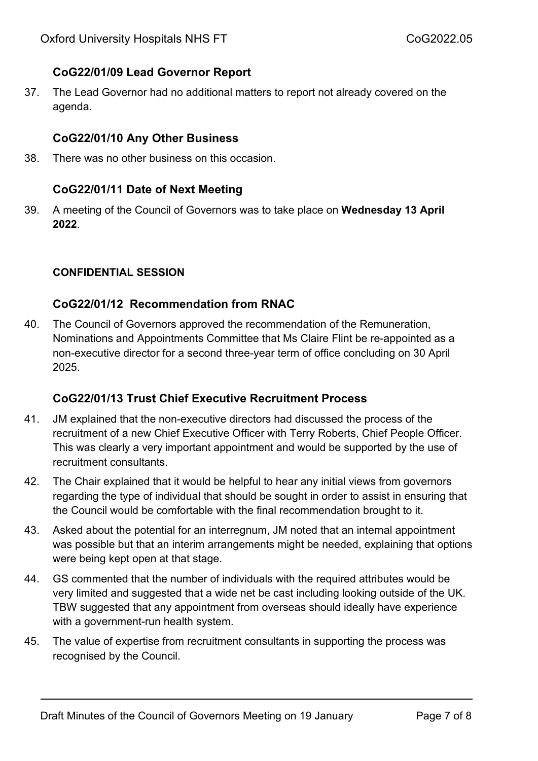### CoG22/01/09 Lead Governor Report

37. The Lead Governor had no additional matters to report not already covered on the agenda.

### CoG22/01/10 Any Other Business

38. There was no other business on this occasion.

### CoG22/01/11 Date of Next Meeting

39. A meeting of the Council of Governors was to take place on **Wednesday 13 April 2022**.

**CONFIDENTIAL SESSION**

### CoG22/01/12 Recommendation from RNAC

40. The Council of Governors approved the recommendation of the Remuneration, Nominations and Appointments Committee that Ms Claire Flint be re-appointed as a non-executive director for a second three-year term of office concluding on 30 April 2025.

### CoG22/01/13 Trust Chief Executive Recruitment Process

41. JM explained that the non-executive directors had discussed the process of the recruitment of a new Chief Executive Officer with Terry Roberts, Chief People Officer. This was clearly a very important appointment and would be supported by the use of recruitment consultants.
42. The Chair explained that it would be helpful to hear any initial views from governors regarding the type of individual that should be sought in order to assist in ensuring that the Council would be comfortable with the final recommendation brought to it.
43. Asked about the potential for an interregnum, JM noted that an internal appointment was possible but that an interim arrangements might be needed, explaining that options were being kept open at that stage.
44. GS commented that the number of individuals with the required attributes would be very limited and suggested that a wide net be cast including looking outside of the UK. TBW suggested that any appointment from overseas should ideally have experience with a government-run health system.
45. The value of expertise from recruitment consultants in supporting the process was recognised by the Council.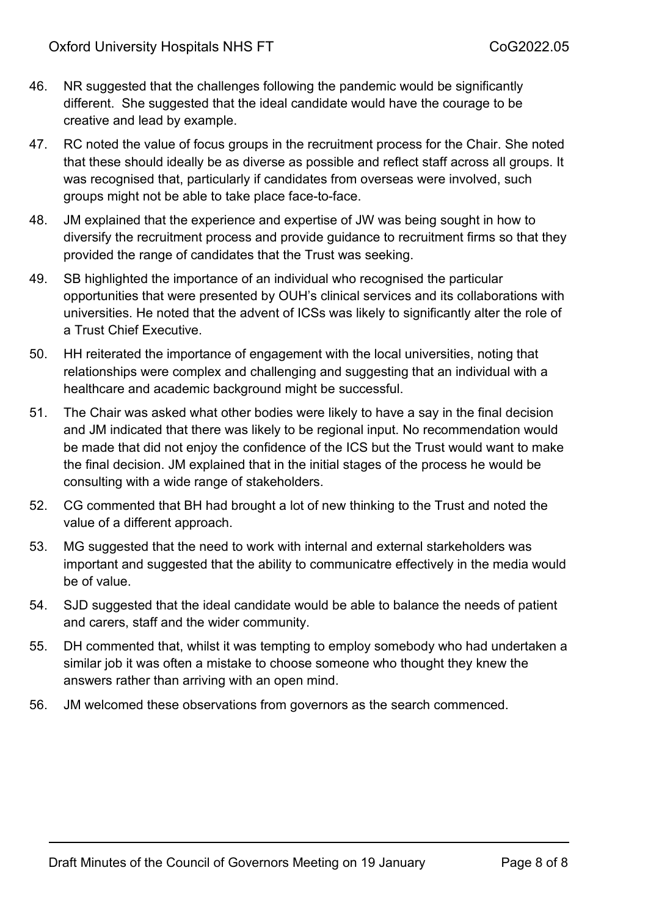46. NR suggested that the challenges following the pandemic would be significantly different. She suggested that the ideal candidate would have the courage to be creative and lead by example.

47. RC noted the value of focus groups in the recruitment process for the Chair. She noted that these should ideally be as diverse as possible and reflect staff across all groups. It was recognised that, particularly if candidates from overseas were involved, such groups might not be able to take place face-to-face.

48. JM explained that the experience and expertise of JW was being sought in how to diversify the recruitment process and provide guidance to recruitment firms so that they provided the range of candidates that the Trust was seeking.

49. SB highlighted the importance of an individual who recognised the particular opportunities that were presented by OUH's clinical services and its collaborations with universities. He noted that the advent of ICSs was likely to significantly alter the role of a Trust Chief Executive.

50. HH reiterated the importance of engagement with the local universities, noting that relationships were complex and challenging and suggesting that an individual with a healthcare and academic background might be successful.

51. The Chair was asked what other bodies were likely to have a say in the final decision and JM indicated that there was likely to be regional input. No recommendation would be made that did not enjoy the confidence of the ICS but the Trust would want to make the final decision. JM explained that in the initial stages of the process he would be consulting with a wide range of stakeholders.

52. CG commented that BH had brought a lot of new thinking to the Trust and noted the value of a different approach.

53. MG suggested that the need to work with internal and external starkeholders was important and suggested that the ability to communicatre effectively in the media would be of value.

54. SJD suggested that the ideal candidate would be able to balance the needs of patient and carers, staff and the wider community.

55. DH commented that, whilst it was tempting to employ somebody who had undertaken a similar job it was often a mistake to choose someone who thought they knew the answers rather than arriving with an open mind.

56. JM welcomed these observations from governors as the search commenced.